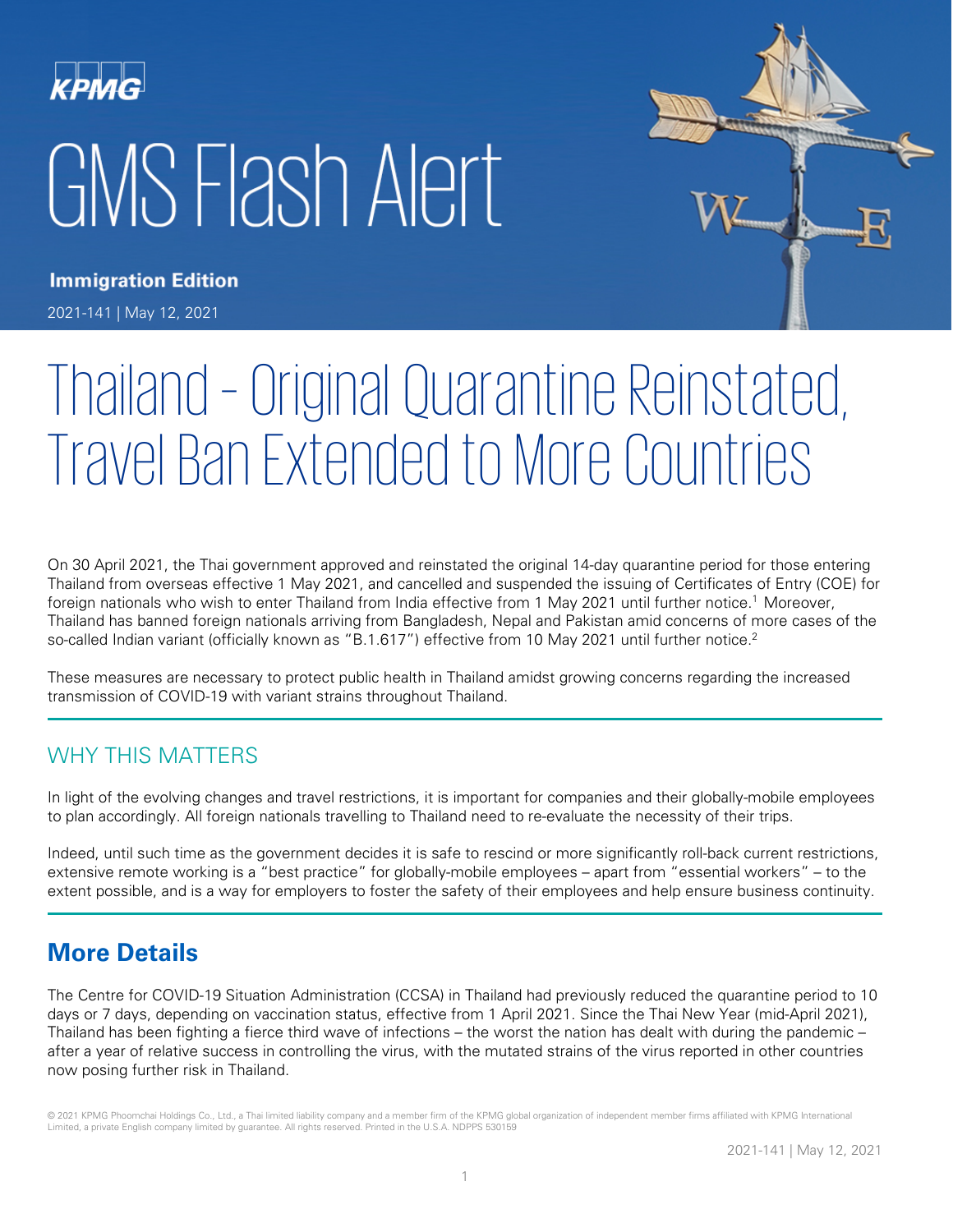KPMG

# GMS Flash Alert

**Immigration Edition**

2021-141 | May 12, 2021

# Thailand – Original Quarantine Reinstated, Travel Ban Extended to More Countries

On 30 April 2021, the Thai government approved and reinstated the original 14-day quarantine period for those entering Thailand from overseas effective 1 May 2021, and cancelled and suspended the issuing of Certificates of Entry (COE) for foreign nationals who wish to enter Thailand from India effective from 1 May 2021 until further notice.[1] Moreover, Thailand has banned foreign nationals arriving from Bangladesh, Nepal and Pakistan amid concerns of more cases of the so-called Indian variant (officially known as "B.1.617") effective from 10 May 2021 until further notice.[2]

These measures are necessary to protect public health in Thailand amidst growing concerns regarding the increased transmission of COVID-19 with variant strains throughout Thailand.

## WHY THIS MATTERS

In light of the evolving changes and travel restrictions, it is important for companies and their globally-mobile employees to plan accordingly. All foreign nationals travelling to Thailand need to re-evaluate the necessity of their trips.

Indeed, until such time as the government decides it is safe to rescind or more significantly roll-back current restrictions, extensive remote working is a "best practice" for globally-mobile employees – apart from "essential workers" – to the extent possible, and is a way for employers to foster the safety of their employees and help ensure business continuity.

## More Details

The Centre for COVID-19 Situation Administration (CCSA) in Thailand had previously reduced the quarantine period to 10 days or 7 days, depending on vaccination status, effective from 1 April 2021. Since the Thai New Year (mid-April 2021), Thailand has been fighting a fierce third wave of infections – the worst the nation has dealt with during the pandemic – after a year of relative success in controlling the virus, with the mutated strains of the virus reported in other countries now posing further risk in Thailand.

© 2021 KPMG Phoomchai Holdings Co., Ltd., a Thai limited liability company and a member firm of the KPMG global organization of independent member firms affiliated with KPMG International Limited, a private English company limited by guarantee. All rights reserved. Printed in the U.S.A. NDPPS 530159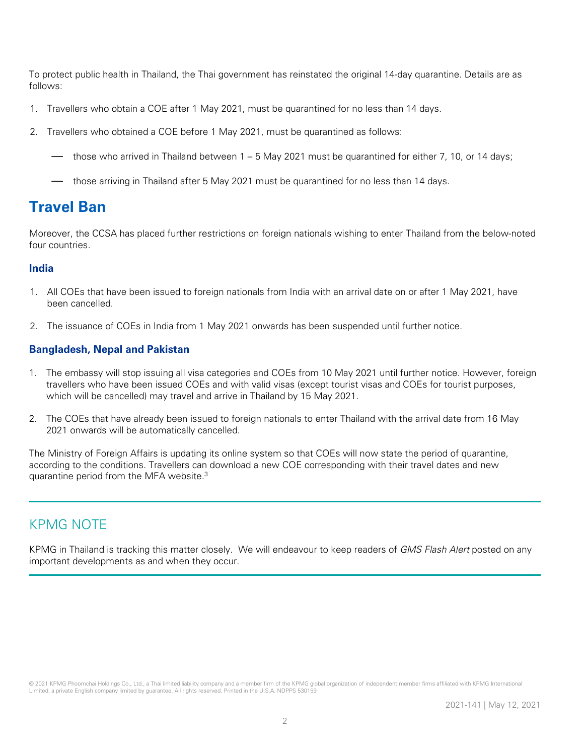To protect public health in Thailand, the Thai government has reinstated the original 14-day quarantine. Details are as follows:

1. Travellers who obtain a COE after 1 May 2021, must be quarantined for no less than 14 days.

2. Travellers who obtained a COE before 1 May 2021, must be quarantined as follows:

   - those who arrived in Thailand between 1 – 5 May 2021 must be quarantined for either 7, 10, or 14 days;

   - those arriving in Thailand after 5 May 2021 must be quarantined for no less than 14 days.

## Travel Ban

Moreover, the CCSA has placed further restrictions on foreign nationals wishing to enter Thailand from the below-noted four countries.

### India

1. All COEs that have been issued to foreign nationals from India with an arrival date on or after 1 May 2021, have been cancelled.

2. The issuance of COEs in India from 1 May 2021 onwards has been suspended until further notice.

### Bangladesh, Nepal and Pakistan

1. The embassy will stop issuing all visa categories and COEs from 10 May 2021 until further notice. However, foreign travellers who have been issued COEs and with valid visas (except tourist visas and COEs for tourist purposes, which will be cancelled) may travel and arrive in Thailand by 15 May 2021.

2. The COEs that have already been issued to foreign nationals to enter Thailand with the arrival date from 16 May 2021 onwards will be automatically cancelled.

The Ministry of Foreign Affairs is updating its online system so that COEs will now state the period of quarantine, according to the conditions. Travellers can download a new COE corresponding with their travel dates and new quarantine period from the MFA website.[3]

## KPMG NOTE

KPMG in Thailand is tracking this matter closely. We will endeavour to keep readers of *GMS Flash Alert* posted on any important developments as and when they occur.

© 2021 KPMG Phoomchai Holdings Co., Ltd., a Thai limited liability company and a member firm of the KPMG global organization of independent member firms affiliated with KPMG International Limited, a private English company limited by guarantee. All rights reserved. Printed in the U.S.A. NDPPS 530159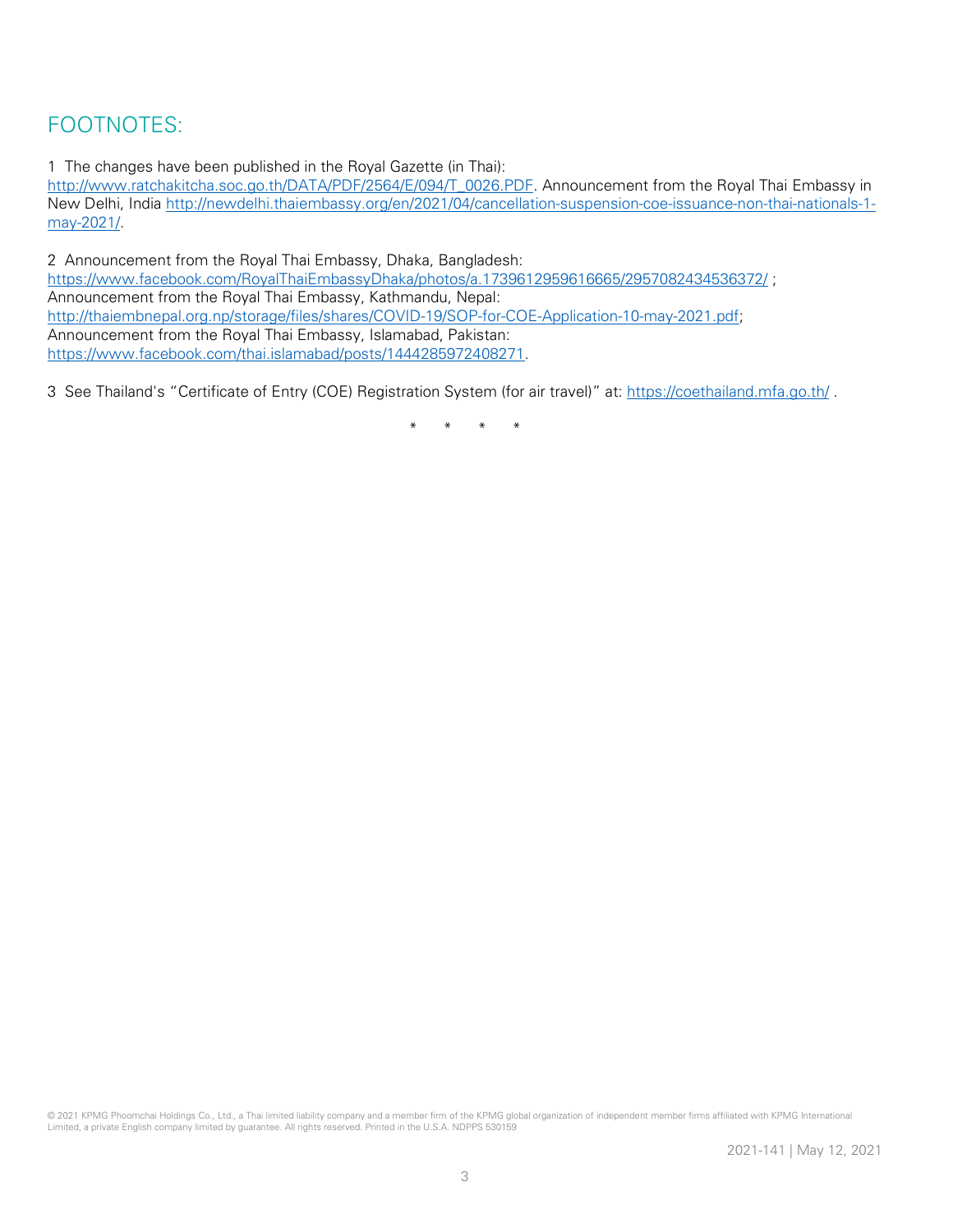## FOOTNOTES:

1 The changes have been published in the Royal Gazette (in Thai): http://www.ratchakitcha.soc.go.th/DATA/PDF/2564/E/094/T_0026.PDF. Announcement from the Royal Thai Embassy in New Delhi, India http://newdelhi.thaiembassy.org/en/2021/04/cancellation-suspension-coe-issuance-non-thai-nationals-1-may-2021/.

2 Announcement from the Royal Thai Embassy, Dhaka, Bangladesh: https://www.facebook.com/RoyalThaiEmbassyDhaka/photos/a.1739612959616665/2957082434536372/ ;
Announcement from the Royal Thai Embassy, Kathmandu, Nepal: http://thaiembnepal.org.np/storage/files/shares/COVID-19/SOP-for-COE-Application-10-may-2021.pdf;
Announcement from the Royal Thai Embassy, Islamabad, Pakistan: https://www.facebook.com/thai.islamabad/posts/1444285972408271.

3 See Thailand's "Certificate of Entry (COE) Registration System (for air travel)" at: https://coethailand.mfa.go.th/ .

\* \* \* \*

© 2021 KPMG Phoomchai Holdings Co., Ltd., a Thai limited liability company and a member firm of the KPMG global organization of independent member firms affiliated with KPMG International Limited, a private English company limited by guarantee. All rights reserved. Printed in the U.S.A. NDPPS 530159

2021-141 | May 12, 2021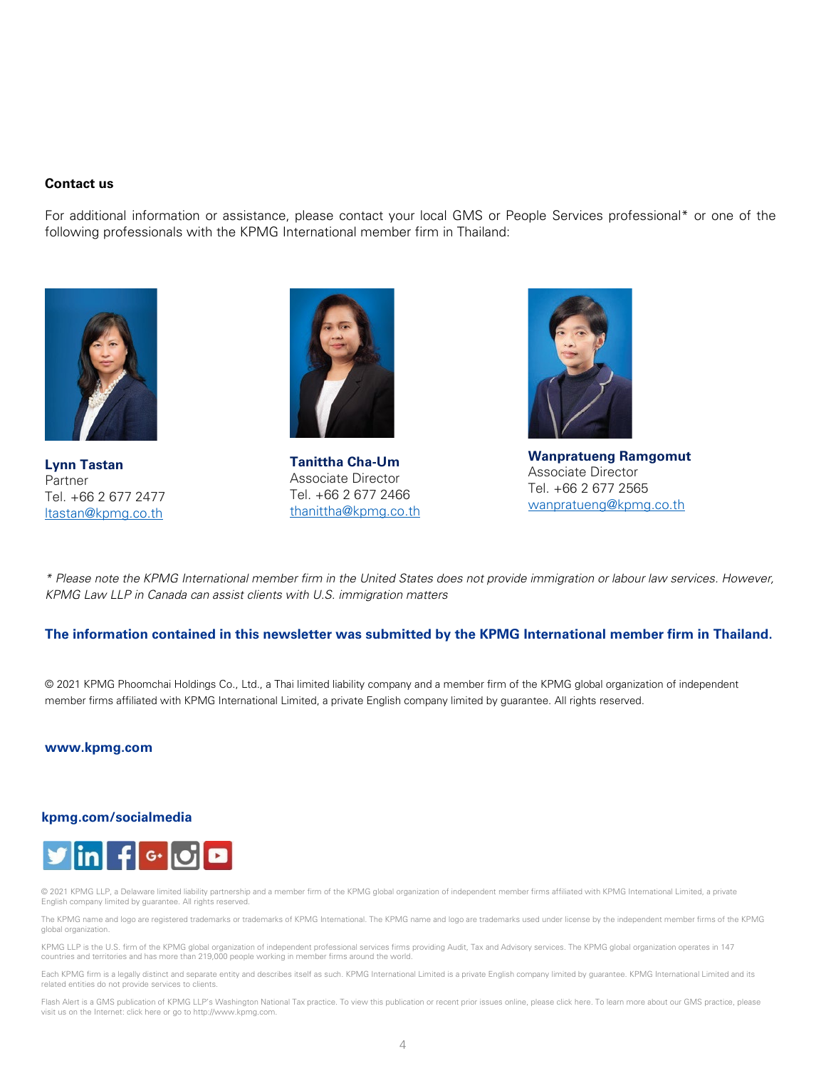**Contact us**

For additional information or assistance, please contact your local GMS or People Services professional* or one of the following professionals with the KPMG International member firm in Thailand:

**Lynn Tastan**
Partner
Tel. +66 2 677 2477
ltastan@kpmg.co.th

**Tanittha Cha-Um**
Associate Director
Tel. +66 2 677 2466
thanittha@kpmg.co.th

**Wanpratueng Ramgomut**
Associate Director
Tel. +66 2 677 2565
wanpratueng@kpmg.co.th

*\* Please note the KPMG International member firm in the United States does not provide immigration or labour law services. However, KPMG Law LLP in Canada can assist clients with U.S. immigration matters*

**The information contained in this newsletter was submitted by the KPMG International member firm in Thailand.**

© 2021 KPMG Phoomchai Holdings Co., Ltd., a Thai limited liability company and a member firm of the KPMG global organization of independent member firms affiliated with KPMG International Limited, a private English company limited by guarantee. All rights reserved.

**www.kpmg.com**

**kpmg.com/socialmedia**

© 2021 KPMG LLP, a Delaware limited liability partnership and a member firm of the KPMG global organization of independent member firms affiliated with KPMG International Limited, a private English company limited by guarantee. All rights reserved.

The KPMG name and logo are registered trademarks or trademarks of KPMG International. The KPMG name and logo are trademarks used under license by the independent member firms of the KPMG global organization.

KPMG LLP is the U.S. firm of the KPMG global organization of independent professional services firms providing Audit, Tax and Advisory services. The KPMG global organization operates in 147 countries and territories and has more than 219,000 people working in member firms around the world.

Each KPMG firm is a legally distinct and separate entity and describes itself as such. KPMG International Limited is a private English company limited by guarantee. KPMG International Limited and its related entities do not provide services to clients.

Flash Alert is a GMS publication of KPMG LLP's Washington National Tax practice. To view this publication or recent prior issues online, please click here. To learn more about our GMS practice, please visit us on the Internet: click here or go to http://www.kpmg.com.